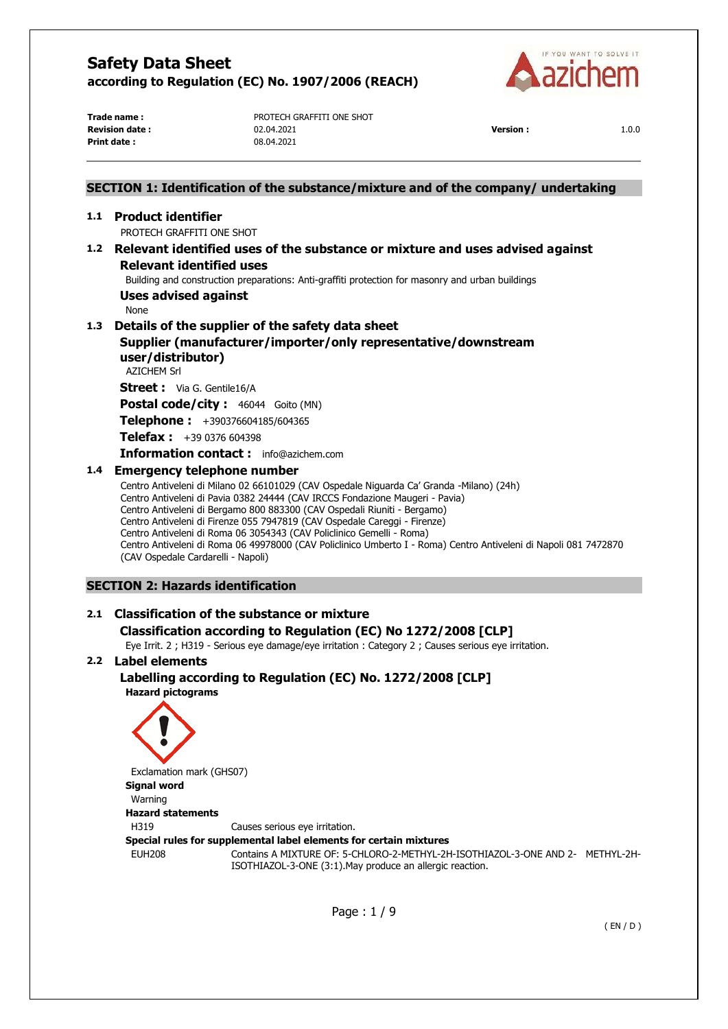# Safety Data Sheet

**according to Regulation (EC) No. 1907/2006 (REACH)**

| | | | |
|---|---|---|---|
| **Trade name :** | PROTECH GRAFFITI ONE SHOT | | |
| **Revision date :** | 02.04.2021 | **Version :** | 1.0.0 |
| **Print date :** | 08.04.2021 | | |

## SECTION 1: Identification of the substance/mixture and of the company/ undertaking

### 1.1 Product identifier

PROTECH GRAFFITI ONE SHOT

### 1.2 Relevant identified uses of the substance or mixture and uses advised against

**Relevant identified uses**

Building and construction preparations: Anti-graffiti protection for masonry and urban buildings

**Uses advised against**

None

### 1.3 Details of the supplier of the safety data sheet

**Supplier (manufacturer/importer/only representative/downstream user/distributor)**

AZICHEM Srl

**Street :** Via G. Gentile16/A

**Postal code/city :** 46044 Goito (MN)

**Telephone :** +390376604185/604365

**Telefax :** +39 0376 604398

**Information contact :** info@azichem.com

### 1.4 Emergency telephone number

Centro Antiveleni di Milano 02 66101029 (CAV Ospedale Niguarda Ca' Granda -Milano) (24h)
Centro Antiveleni di Pavia 0382 24444 (CAV IRCCS Fondazione Maugeri - Pavia)
Centro Antiveleni di Bergamo 800 883300 (CAV Ospedali Riuniti - Bergamo)
Centro Antiveleni di Firenze 055 7947819 (CAV Ospedale Careggi - Firenze)
Centro Antiveleni di Roma 06 3054343 (CAV Policlinico Gemelli - Roma)
Centro Antiveleni di Roma 06 49978000 (CAV Policlinico Umberto I - Roma) Centro Antiveleni di Napoli 081 7472870 (CAV Ospedale Cardarelli - Napoli)

## SECTION 2: Hazards identification

### 2.1 Classification of the substance or mixture

**Classification according to Regulation (EC) No 1272/2008 [CLP]**

Eye Irrit. 2 ; H319 - Serious eye damage/eye irritation : Category 2 ; Causes serious eye irritation.

### 2.2 Label elements

**Labelling according to Regulation (EC) No. 1272/2008 [CLP]**

**Hazard pictograms**

Exclamation mark (GHS07)

**Signal word**

Warning

**Hazard statements**

| | |
|---|---|
| H319 | Causes serious eye irritation. |

**Special rules for supplemental label elements for certain mixtures**

| | |
|---|---|
| EUH208 | Contains A MIXTURE OF: 5-CHLORO-2-METHYL-2H-ISOTHIAZOL-3-ONE AND 2- METHYL-2H-ISOTHIAZOL-3-ONE (3:1).May produce an allergic reaction. |

( EN / D )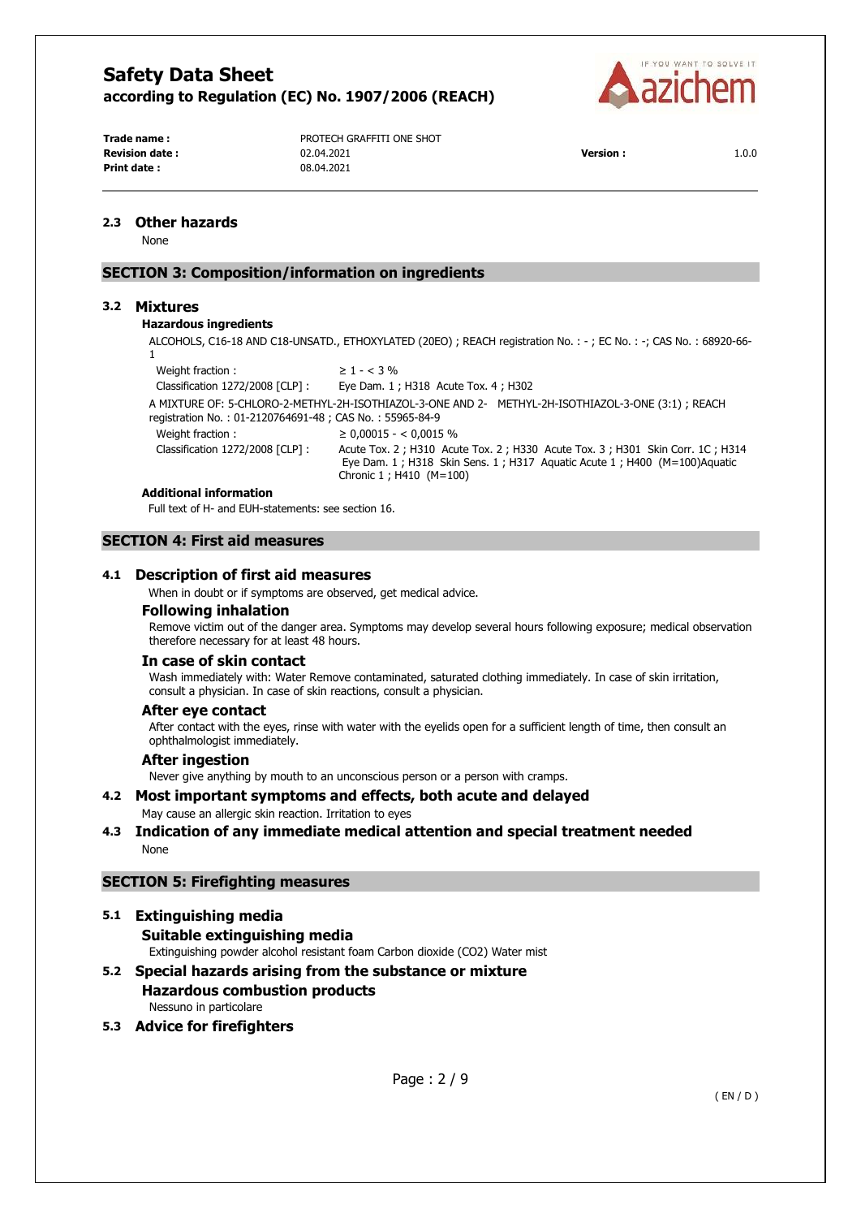### 2.3 Other hazards

None

## SECTION 3: Composition/information on ingredients

### 3.2 Mixtures

**Hazardous ingredients**

ALCOHOLS, C16-18 AND C18-UNSATD., ETHOXYLATED (20EO) ; REACH registration No. : - ; EC No. : -; CAS No. : 68920-66-1

| | |
|---|---|
| Weight fraction : | ≥ 1 - < 3 % |
| Classification 1272/2008 [CLP] : | Eye Dam. 1 ; H318 Acute Tox. 4 ; H302 |

A MIXTURE OF: 5-CHLORO-2-METHYL-2H-ISOTHIAZOL-3-ONE AND 2- METHYL-2H-ISOTHIAZOL-3-ONE (3:1) ; REACH registration No. : 01-2120764691-48 ; CAS No. : 55965-84-9

| | |
|---|---|
| Weight fraction : | ≥ 0,00015 - < 0,0015 % |
| Classification 1272/2008 [CLP] : | Acute Tox. 2 ; H310 Acute Tox. 2 ; H330 Acute Tox. 3 ; H301 Skin Corr. 1C ; H314 Eye Dam. 1 ; H318 Skin Sens. 1 ; H317 Aquatic Acute 1 ; H400 (M=100)Aquatic Chronic 1 ; H410 (M=100) |

**Additional information**

Full text of H- and EUH-statements: see section 16.

## SECTION 4: First aid measures

### 4.1 Description of first aid measures

When in doubt or if symptoms are observed, get medical advice.

#### Following inhalation

Remove victim out of the danger area. Symptoms may develop several hours following exposure; medical observation therefore necessary for at least 48 hours.

#### In case of skin contact

Wash immediately with: Water Remove contaminated, saturated clothing immediately. In case of skin irritation, consult a physician. In case of skin reactions, consult a physician.

#### After eye contact

After contact with the eyes, rinse with water with the eyelids open for a sufficient length of time, then consult an ophthalmologist immediately.

#### After ingestion

Never give anything by mouth to an unconscious person or a person with cramps.

### 4.2 Most important symptoms and effects, both acute and delayed

May cause an allergic skin reaction. Irritation to eyes

### 4.3 Indication of any immediate medical attention and special treatment needed

None

## SECTION 5: Firefighting measures

### 5.1 Extinguishing media

#### Suitable extinguishing media

Extinguishing powder alcohol resistant foam Carbon dioxide ($CO_2$) Water mist

### 5.2 Special hazards arising from the substance or mixture

#### Hazardous combustion products

Nessuno in particolare

### 5.3 Advice for firefighters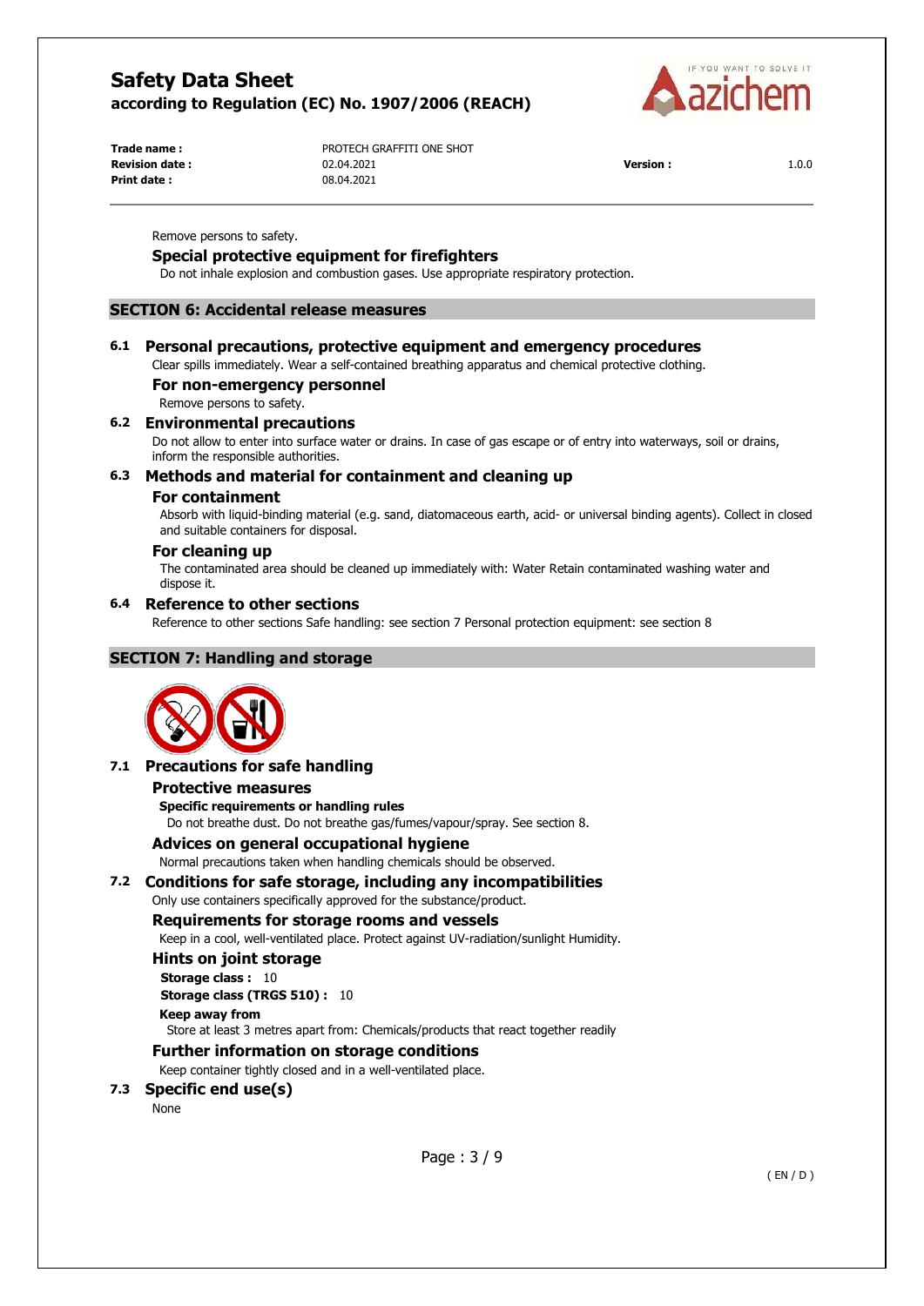Remove persons to safety.

### Special protective equipment for firefighters

Do not inhale explosion and combustion gases. Use appropriate respiratory protection.

## SECTION 6: Accidental release measures

### 6.1 Personal precautions, protective equipment and emergency procedures

Clear spills immediately. Wear a self-contained breathing apparatus and chemical protective clothing.

#### For non-emergency personnel

Remove persons to safety.

### 6.2 Environmental precautions

Do not allow to enter into surface water or drains. In case of gas escape or of entry into waterways, soil or drains, inform the responsible authorities.

### 6.3 Methods and material for containment and cleaning up

#### For containment

Absorb with liquid-binding material (e.g. sand, diatomaceous earth, acid- or universal binding agents). Collect in closed and suitable containers for disposal.

#### For cleaning up

The contaminated area should be cleaned up immediately with: Water Retain contaminated washing water and dispose it.

### 6.4 Reference to other sections

Reference to other sections Safe handling: see section 7 Personal protection equipment: see section 8

## SECTION 7: Handling and storage

### 7.1 Precautions for safe handling

#### Protective measures

**Specific requirements or handling rules**

Do not breathe dust. Do not breathe gas/fumes/vapour/spray. See section 8.

#### Advices on general occupational hygiene

Normal precautions taken when handling chemicals should be observed.

### 7.2 Conditions for safe storage, including any incompatibilities

Only use containers specifically approved for the substance/product.

#### Requirements for storage rooms and vessels

Keep in a cool, well-ventilated place. Protect against UV-radiation/sunlight Humidity.

#### Hints on joint storage

**Storage class :** 10

**Storage class (TRGS 510) :** 10

**Keep away from**

Store at least 3 metres apart from: Chemicals/products that react together readily

#### Further information on storage conditions

Keep container tightly closed and in a well-ventilated place.

### 7.3 Specific end use(s)

None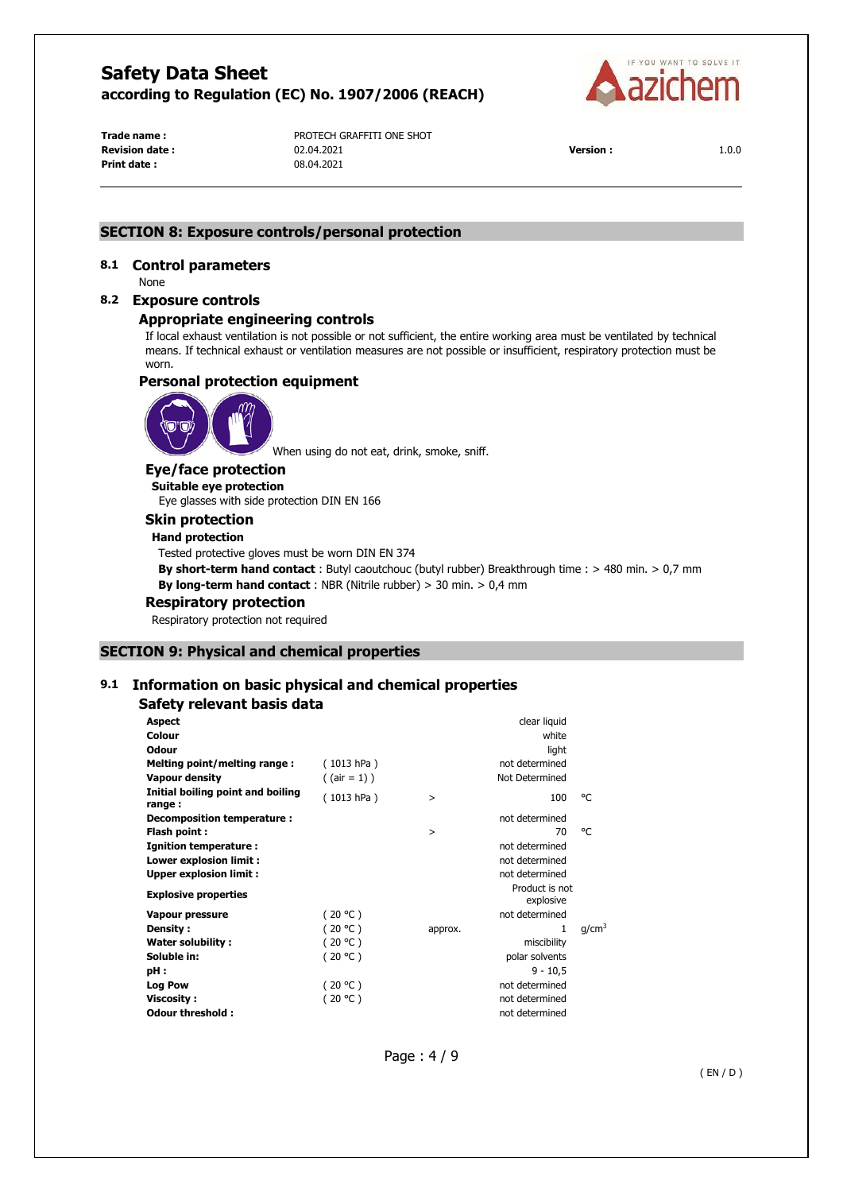## SECTION 8: Exposure controls/personal protection

### 8.1 Control parameters

None

### 8.2 Exposure controls

#### Appropriate engineering controls

If local exhaust ventilation is not possible or not sufficient, the entire working area must be ventilated by technical means. If technical exhaust or ventilation measures are not possible or insufficient, respiratory protection must be worn.

#### Personal protection equipment

When using do not eat, drink, smoke, sniff.

#### Eye/face protection

**Suitable eye protection**

Eye glasses with side protection DIN EN 166

#### Skin protection

**Hand protection**

Tested protective gloves must be worn DIN EN 374

**By short-term hand contact** : Butyl caoutchouc (butyl rubber) Breakthrough time : > 480 min. > 0,7 mm

**By long-term hand contact** : NBR (Nitrile rubber) > 30 min. > 0,4 mm

#### Respiratory protection

Respiratory protection not required

## SECTION 9: Physical and chemical properties

### 9.1 Information on basic physical and chemical properties

#### Safety relevant basis data

| | | | | |
|---|---|---|---|---|
| **Aspect** | | | clear liquid | |
| **Colour** | | | white | |
| **Odour** | | | light | |
| **Melting point/melting range :** | ( 1013 hPa ) | | not determined | |
| **Vapour density** | ( (air = 1) ) | | Not Determined | |
| **Initial boiling point and boiling range :** | ( 1013 hPa ) | > | 100 | °C |
| **Decomposition temperature :** | | | not determined | |
| **Flash point :** | | > | 70 | °C |
| **Ignition temperature :** | | | not determined | |
| **Lower explosion limit :** | | | not determined | |
| **Upper explosion limit :** | | | not determined | |
| **Explosive properties** | | | Product is not explosive | |
| **Vapour pressure** | ( 20 °C ) | | not determined | |
| **Density :** | ( 20 °C ) | approx. | 1 | $g/cm^3$ |
| **Water solubility :** | ( 20 °C ) | | miscibility | |
| **Soluble in:** | ( 20 °C ) | | polar solvents | |
| **pH :** | | | 9 - 10,5 | |
| **Log Pow** | ( 20 °C ) | | not determined | |
| **Viscosity :** | ( 20 °C ) | | not determined | |
| **Odour threshold :** | | | not determined | |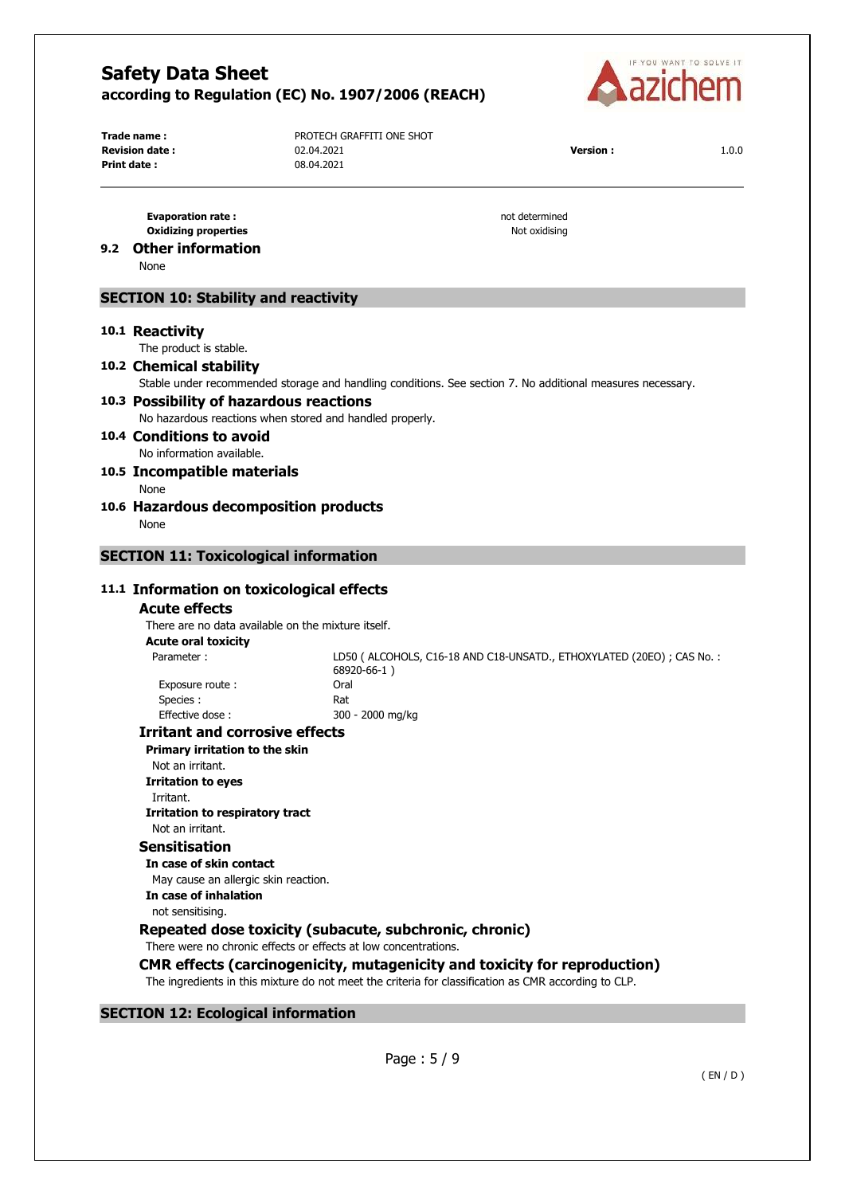| | |
|---|---|
| **Evaporation rate :** | not determined |
| **Oxidizing properties** | Not oxidising |

## 9.2 Other information

None

## SECTION 10: Stability and reactivity

### 10.1 Reactivity

The product is stable.

### 10.2 Chemical stability

Stable under recommended storage and handling conditions. See section 7. No additional measures necessary.

### 10.3 Possibility of hazardous reactions

No hazardous reactions when stored and handled properly.

### 10.4 Conditions to avoid

No information available.

### 10.5 Incompatible materials

None

### 10.6 Hazardous decomposition products

None

## SECTION 11: Toxicological information

### 11.1 Information on toxicological effects

#### Acute effects

There are no data available on the mixture itself.

**Acute oral toxicity**

| | |
|---|---|
| Parameter : | LD50 ( ALCOHOLS, C16-18 AND C18-UNSATD., ETHOXYLATED (20EO) ; CAS No. : 68920-66-1 ) |
| Exposure route : | Oral |
| Species : | Rat |
| Effective dose : | 300 - 2000 mg/kg |

#### Irritant and corrosive effects

**Primary irritation to the skin**

Not an irritant.

**Irritation to eyes**

Irritant.

**Irritation to respiratory tract**

Not an irritant.

#### Sensitisation

**In case of skin contact**

May cause an allergic skin reaction.

**In case of inhalation**

not sensitising.

#### Repeated dose toxicity (subacute, subchronic, chronic)

There were no chronic effects or effects at low concentrations.

#### CMR effects (carcinogenicity, mutagenicity and toxicity for reproduction)

The ingredients in this mixture do not meet the criteria for classification as CMR according to CLP.

## SECTION 12: Ecological information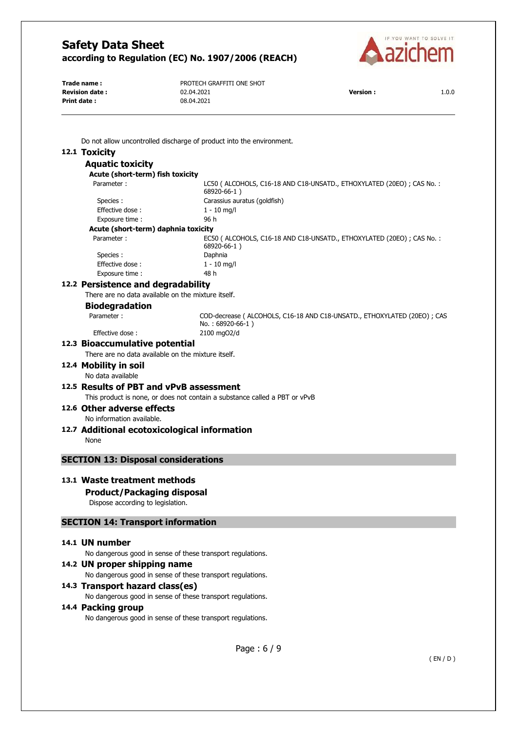Do not allow uncontrolled discharge of product into the environment.

## 12.1 Toxicity

### Aquatic toxicity

**Acute (short-term) fish toxicity**

| | |
|---|---|
| Parameter : | LC50 ( ALCOHOLS, C16-18 AND C18-UNSATD., ETHOXYLATED (20EO) ; CAS No. : 68920-66-1 ) |
| Species : | Carassius auratus (goldfish) |
| Effective dose : | 1 - 10 mg/l |
| Exposure time : | 96 h |

**Acute (short-term) daphnia toxicity**

| | |
|---|---|
| Parameter : | EC50 ( ALCOHOLS, C16-18 AND C18-UNSATD., ETHOXYLATED (20EO) ; CAS No. : 68920-66-1 ) |
| Species : | Daphnia |
| Effective dose : | 1 - 10 mg/l |
| Exposure time : | 48 h |

## 12.2 Persistence and degradability

There are no data available on the mixture itself.

### Biodegradation

| | |
|---|---|
| Parameter : | COD-decrease ( ALCOHOLS, C16-18 AND C18-UNSATD., ETHOXYLATED (20EO) ; CAS No. : 68920-66-1 ) |
| Effective dose : | 2100 mgO2/d |

## 12.3 Bioaccumulative potential

There are no data available on the mixture itself.

## 12.4 Mobility in soil

No data available

## 12.5 Results of PBT and vPvB assessment

This product is none, or does not contain a substance called a PBT or vPvB

## 12.6 Other adverse effects

No information available.

## 12.7 Additional ecotoxicological information

None

# SECTION 13: Disposal considerations

## 13.1 Waste treatment methods

### Product/Packaging disposal

Dispose according to legislation.

# SECTION 14: Transport information

## 14.1 UN number

No dangerous good in sense of these transport regulations.

## 14.2 UN proper shipping name

No dangerous good in sense of these transport regulations.

## 14.3 Transport hazard class(es)

No dangerous good in sense of these transport regulations.

## 14.4 Packing group

No dangerous good in sense of these transport regulations.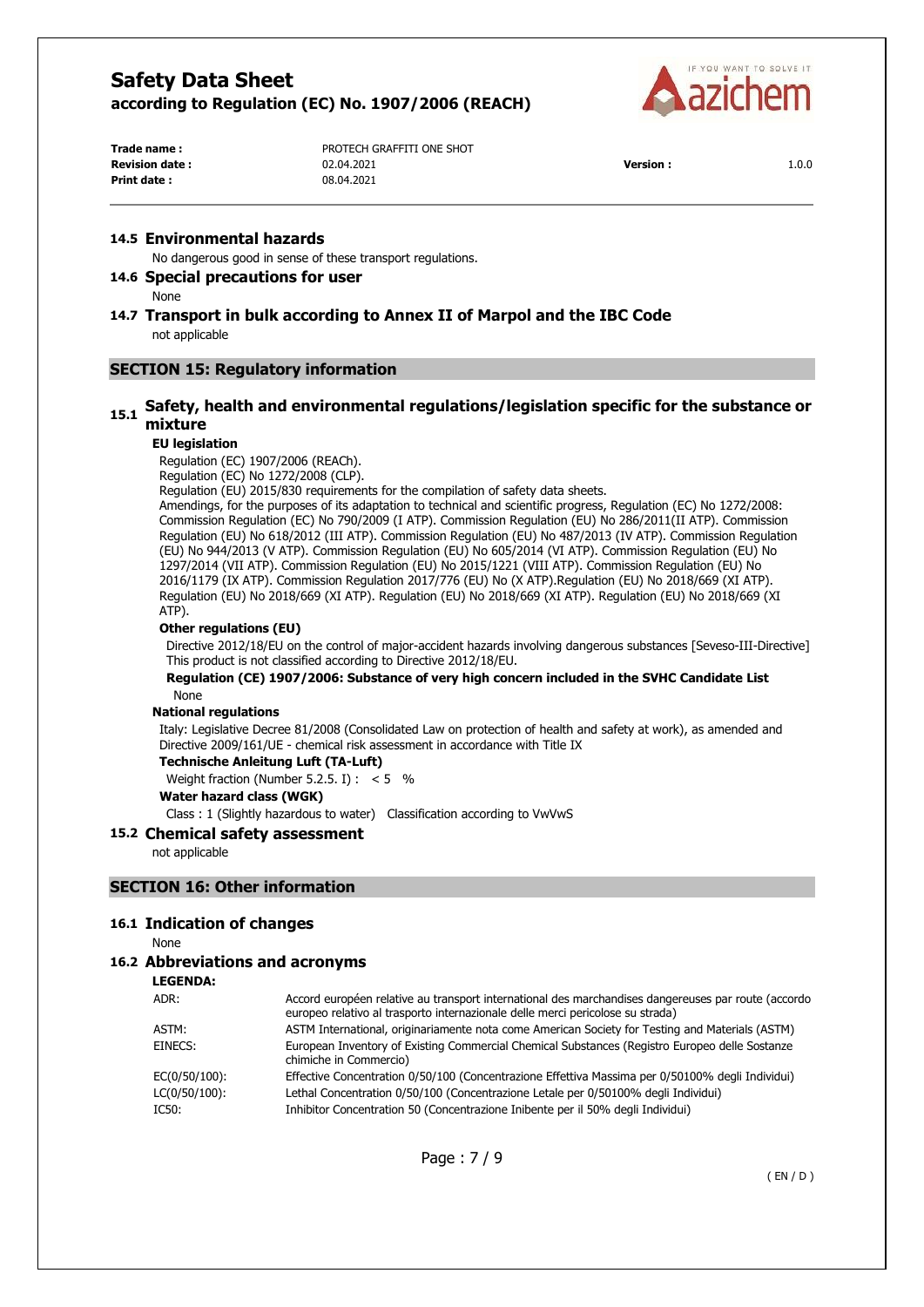### 14.5 Environmental hazards

No dangerous good in sense of these transport regulations.

### 14.6 Special precautions for user

None

### 14.7 Transport in bulk according to Annex II of Marpol and the IBC Code

not applicable

## SECTION 15: Regulatory information

### 15.1 Safety, health and environmental regulations/legislation specific for the substance or mixture

**EU legislation**

Regulation (EC) 1907/2006 (REACh).
Regulation (EC) No 1272/2008 (CLP).
Regulation (EU) 2015/830 requirements for the compilation of safety data sheets.
Amendings, for the purposes of its adaptation to technical and scientific progress, Regulation (EC) No 1272/2008: Commission Regulation (EC) No 790/2009 (I ATP). Commission Regulation (EU) No 286/2011(II ATP). Commission Regulation (EU) No 618/2012 (III ATP). Commission Regulation (EU) No 487/2013 (IV ATP). Commission Regulation (EU) No 944/2013 (V ATP). Commission Regulation (EU) No 605/2014 (VI ATP). Commission Regulation (EU) No 1297/2014 (VII ATP). Commission Regulation (EU) No 2015/1221 (VIII ATP). Commission Regulation (EU) No 2016/1179 (IX ATP). Commission Regulation 2017/776 (EU) No (X ATP).Regulation (EU) No 2018/669 (XI ATP). Regulation (EU) No 2018/669 (XI ATP). Regulation (EU) No 2018/669 (XI ATP). Regulation (EU) No 2018/669 (XI ATP).

**Other regulations (EU)**

Directive 2012/18/EU on the control of major-accident hazards involving dangerous substances [Seveso-III-Directive]
This product is not classified according to Directive 2012/18/EU.

**Regulation (CE) 1907/2006: Substance of very high concern included in the SVHC Candidate List**

None

**National regulations**

Italy: Legislative Decree 81/2008 (Consolidated Law on protection of health and safety at work), as amended and Directive 2009/161/UE - chemical risk assessment in accordance with Title IX

**Technische Anleitung Luft (TA-Luft)**

Weight fraction (Number 5.2.5. I) : < 5 %

**Water hazard class (WGK)**

Class : 1 (Slightly hazardous to water) Classification according to VwVwS

### 15.2 Chemical safety assessment

not applicable

## SECTION 16: Other information

### 16.1 Indication of changes

None

### 16.2 Abbreviations and acronyms

**LEGENDA:**

| | |
|---|---|
| ADR: | Accord européen relative au transport international des marchandises dangereuses par route (accordo europeo relativo al trasporto internazionale delle merci pericolose su strada) |
| ASTM: | ASTM International, originariamente nota come American Society for Testing and Materials (ASTM) |
| EINECS: | European Inventory of Existing Commercial Chemical Substances (Registro Europeo delle Sostanze chimiche in Commercio) |
| EC(0/50/100): | Effective Concentration 0/50/100 (Concentrazione Effettiva Massima per 0/50100% degli Individui) |
| LC(0/50/100): | Lethal Concentration 0/50/100 (Concentrazione Letale per 0/50100% degli Individui) |
| IC50: | Inhibitor Concentration 50 (Concentrazione Inibente per il 50% degli Individui) |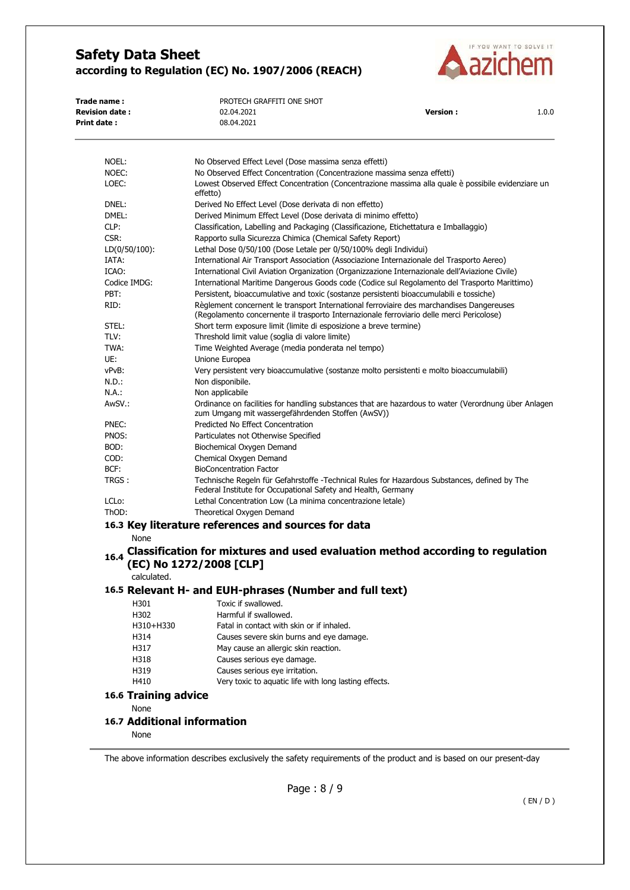| | |
|---|---|
| NOEL: | No Observed Effect Level (Dose massima senza effetti) |
| NOEC: | No Observed Effect Concentration (Concentrazione massima senza effetti) |
| LOEC: | Lowest Observed Effect Concentration (Concentrazione massima alla quale è possibile evidenziare un effetto) |
| DNEL: | Derived No Effect Level (Dose derivata di non effetto) |
| DMEL: | Derived Minimum Effect Level (Dose derivata di minimo effetto) |
| CLP: | Classification, Labelling and Packaging (Classificazione, Etichettatura e Imballaggio) |
| CSR: | Rapporto sulla Sicurezza Chimica (Chemical Safety Report) |
| LD(0/50/100): | Lethal Dose 0/50/100 (Dose Letale per 0/50/100% degli Individui) |
| IATA: | International Air Transport Association (Associazione Internazionale del Trasporto Aereo) |
| ICAO: | International Civil Aviation Organization (Organizzazione Internazionale dell'Aviazione Civile) |
| Codice IMDG: | International Maritime Dangerous Goods code (Codice sul Regolamento del Trasporto Marittimo) |
| PBT: | Persistent, bioaccumulative and toxic (sostanze persistenti bioaccumulabili e tossiche) |
| RID: | Règlement concernent le transport International ferroviaire des marchandises Dangereuses (Regolamento concernente il trasporto Internazionale ferroviario delle merci Pericolose) |
| STEL: | Short term exposure limit (limite di esposizione a breve termine) |
| TLV: | Threshold limit value (soglia di valore limite) |
| TWA: | Time Weighted Average (media ponderata nel tempo) |
| UE: | Unione Europea |
| vPvB: | Very persistent very bioaccumulative (sostanze molto persistenti e molto bioaccumulabili) |
| N.D.: | Non disponibile. |
| N.A.: | Non applicabile |
| AwSV.: | Ordinance on facilities for handling substances that are hazardous to water (Verordnung über Anlagen zum Umgang mit wassergefährdenden Stoffen (AwSV)) |
| PNEC: | Predicted No Effect Concentration |
| PNOS: | Particulates not Otherwise Specified |
| BOD: | Biochemical Oxygen Demand |
| COD: | Chemical Oxygen Demand |
| BCF: | BioConcentration Factor |
| TRGS : | Technische Regeln für Gefahrstoffe -Technical Rules for Hazardous Substances, defined by The Federal Institute for Occupational Safety and Health, Germany |
| LCLo: | Lethal Concentration Low (La minima concentrazione letale) |
| ThOD: | Theoretical Oxygen Demand |

### 16.3 Key literature references and sources for data

None

### 16.4 Classification for mixtures and used evaluation method according to regulation (EC) No 1272/2008 [CLP]

calculated.

### 16.5 Relevant H- and EUH-phrases (Number and full text)

| | |
|---|---|
| H301 | Toxic if swallowed. |
| H302 | Harmful if swallowed. |
| H310+H330 | Fatal in contact with skin or if inhaled. |
| H314 | Causes severe skin burns and eye damage. |
| H317 | May cause an allergic skin reaction. |
| H318 | Causes serious eye damage. |
| H319 | Causes serious eye irritation. |
| H410 | Very toxic to aquatic life with long lasting effects. |

### 16.6 Training advice

None

### 16.7 Additional information

None

The above information describes exclusively the safety requirements of the product and is based on our present-day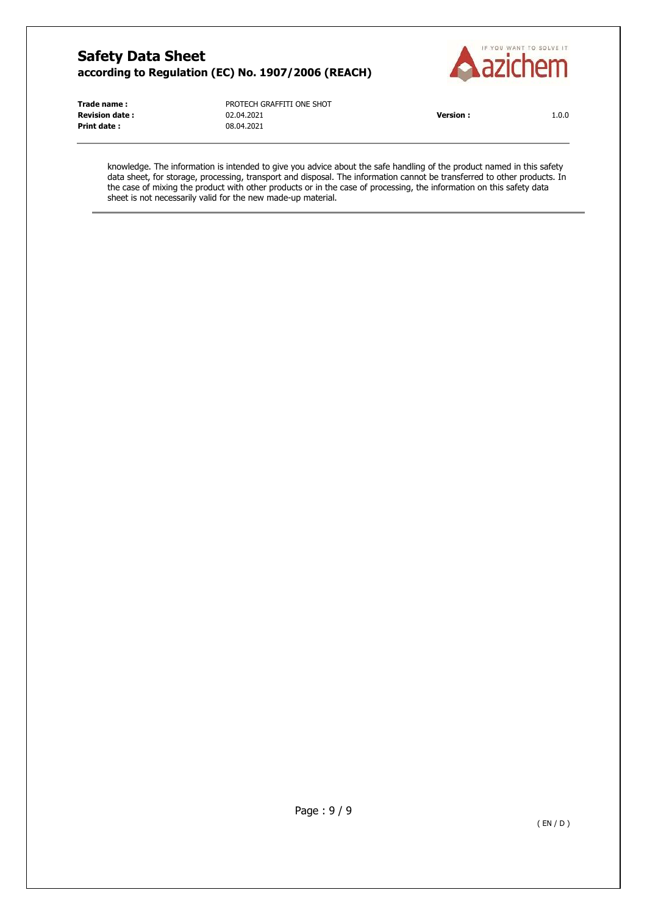knowledge. The information is intended to give you advice about the safe handling of the product named in this safety data sheet, for storage, processing, transport and disposal. The information cannot be transferred to other products. In the case of mixing the product with other products or in the case of processing, the information on this safety data sheet is not necessarily valid for the new made-up material.